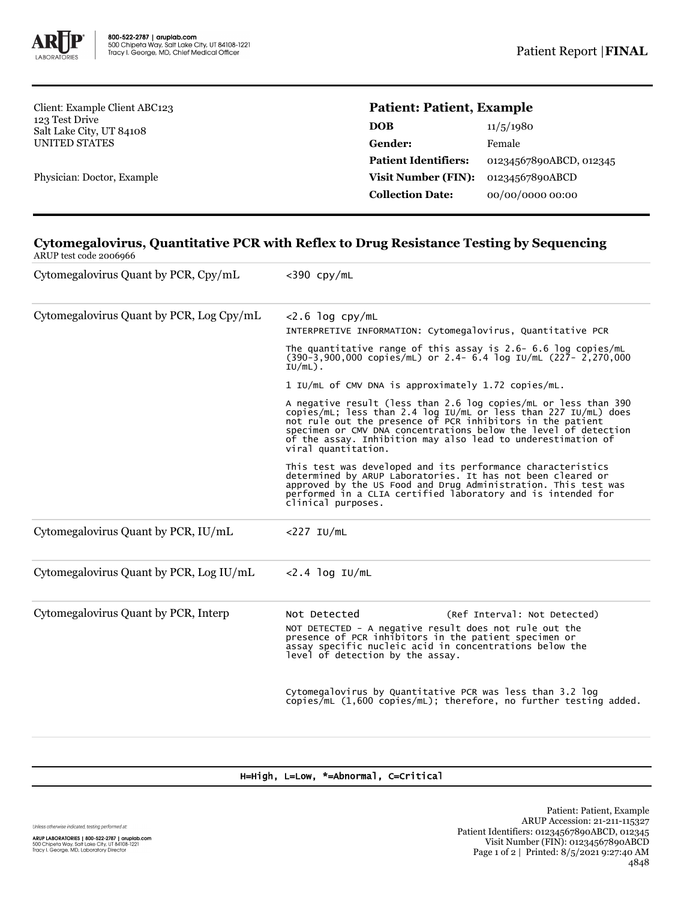Patient Report | **FINAL**

Client: Example Client ABC123
123 Test Drive
Salt Lake City, UT 84108
UNITED STATES

Physician: Doctor, Example

**Patient: Patient, Example**

| | |
|---|---|
| **DOB** | 11/5/1980 |
| **Gender:** | Female |
| **Patient Identifiers:** | 01234567890ABCD, 012345 |
| **Visit Number (FIN):** | 01234567890ABCD |
| **Collection Date:** | 00/00/0000 00:00 |

## Cytomegalovirus, Quantitative PCR with Reflex to Drug Resistance Testing by Sequencing

ARUP test code 2006966

| Test | Result |
|---|---|
| Cytomegalovirus Quant by PCR, Cpy/mL | <390 cpy/mL |
| Cytomegalovirus Quant by PCR, Log Cpy/mL | <2.6 log cpy/mL<br>INTERPRETIVE INFORMATION: Cytomegalovirus, Quantitative PCR<br><br>The quantitative range of this assay is 2.6- 6.6 log copies/mL (390-3,900,000 copies/mL) or 2.4- 6.4 log IU/mL (227- 2,270,000 IU/mL).<br><br>1 IU/mL of CMV DNA is approximately 1.72 copies/mL.<br><br>A negative result (less than 2.6 log copies/mL or less than 390 copies/mL; less than 2.4 log IU/mL or less than 227 IU/mL) does not rule out the presence of PCR inhibitors in the patient specimen or CMV DNA concentrations below the level of detection of the assay. Inhibition may also lead to underestimation of viral quantitation.<br><br>This test was developed and its performance characteristics determined by ARUP Laboratories. It has not been cleared or approved by the US Food and Drug Administration. This test was performed in a CLIA certified laboratory and is intended for clinical purposes. |
| Cytomegalovirus Quant by PCR, IU/mL | <227 IU/mL |
| Cytomegalovirus Quant by PCR, Log IU/mL | <2.4 log IU/mL |
| Cytomegalovirus Quant by PCR, Interp | Not Detected (Ref Interval: Not Detected)<br>NOT DETECTED - A negative result does not rule out the presence of PCR inhibitors in the patient specimen or assay specific nucleic acid in concentrations below the level of detection by the assay.<br><br>Cytomegalovirus by Quantitative PCR was less than 3.2 log copies/mL (1,600 copies/mL); therefore, no further testing added. |

H=High, L=Low, *=Abnormal, C=Critical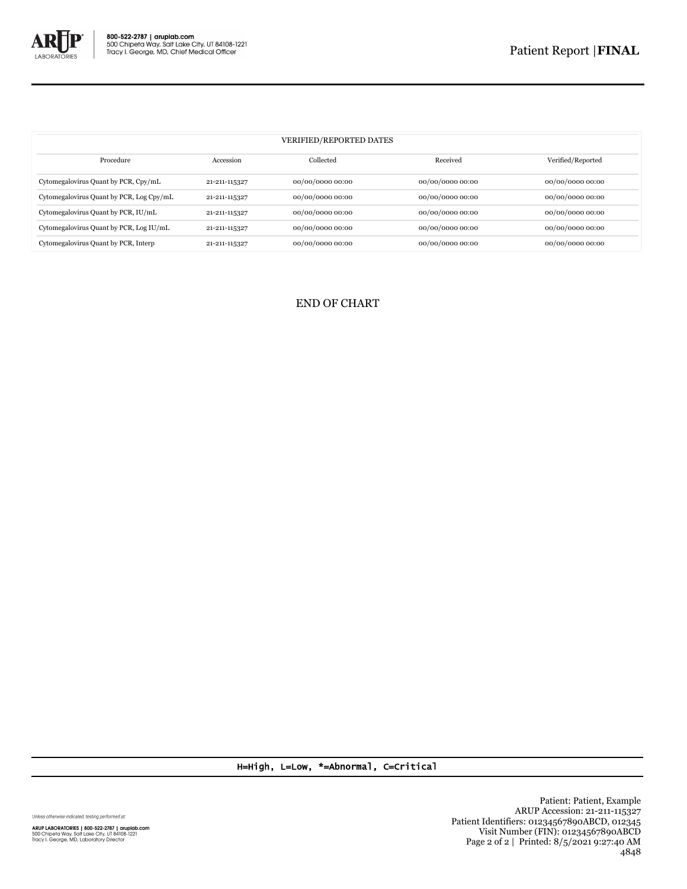## VERIFIED/REPORTED DATES

| Procedure | Accession | Collected | Received | Verified/Reported |
|---|---|---|---|---|
| Cytomegalovirus Quant by PCR, Cpy/mL | 21-211-115327 | 00/00/0000 00:00 | 00/00/0000 00:00 | 00/00/0000 00:00 |
| Cytomegalovirus Quant by PCR, Log Cpy/mL | 21-211-115327 | 00/00/0000 00:00 | 00/00/0000 00:00 | 00/00/0000 00:00 |
| Cytomegalovirus Quant by PCR, IU/mL | 21-211-115327 | 00/00/0000 00:00 | 00/00/0000 00:00 | 00/00/0000 00:00 |
| Cytomegalovirus Quant by PCR, Log IU/mL | 21-211-115327 | 00/00/0000 00:00 | 00/00/0000 00:00 | 00/00/0000 00:00 |
| Cytomegalovirus Quant by PCR, Interp | 21-211-115327 | 00/00/0000 00:00 | 00/00/0000 00:00 | 00/00/0000 00:00 |

END OF CHART

H=High, L=Low, *=Abnormal, C=Critical

Unless otherwise indicated, testing performed at:

ARUP LABORATORIES | 800-522-2787 | aruplab.com
500 Chipeta Way, Salt Lake City, UT 84108-1221
Tracy I. George, MD, Laboratory Director

Patient: Patient, Example
ARUP Accession: 21-211-115327
Patient Identifiers: 01234567890ABCD, 012345
Visit Number (FIN): 01234567890ABCD
Printed: 8/5/2021 9:27:40 AM
4848